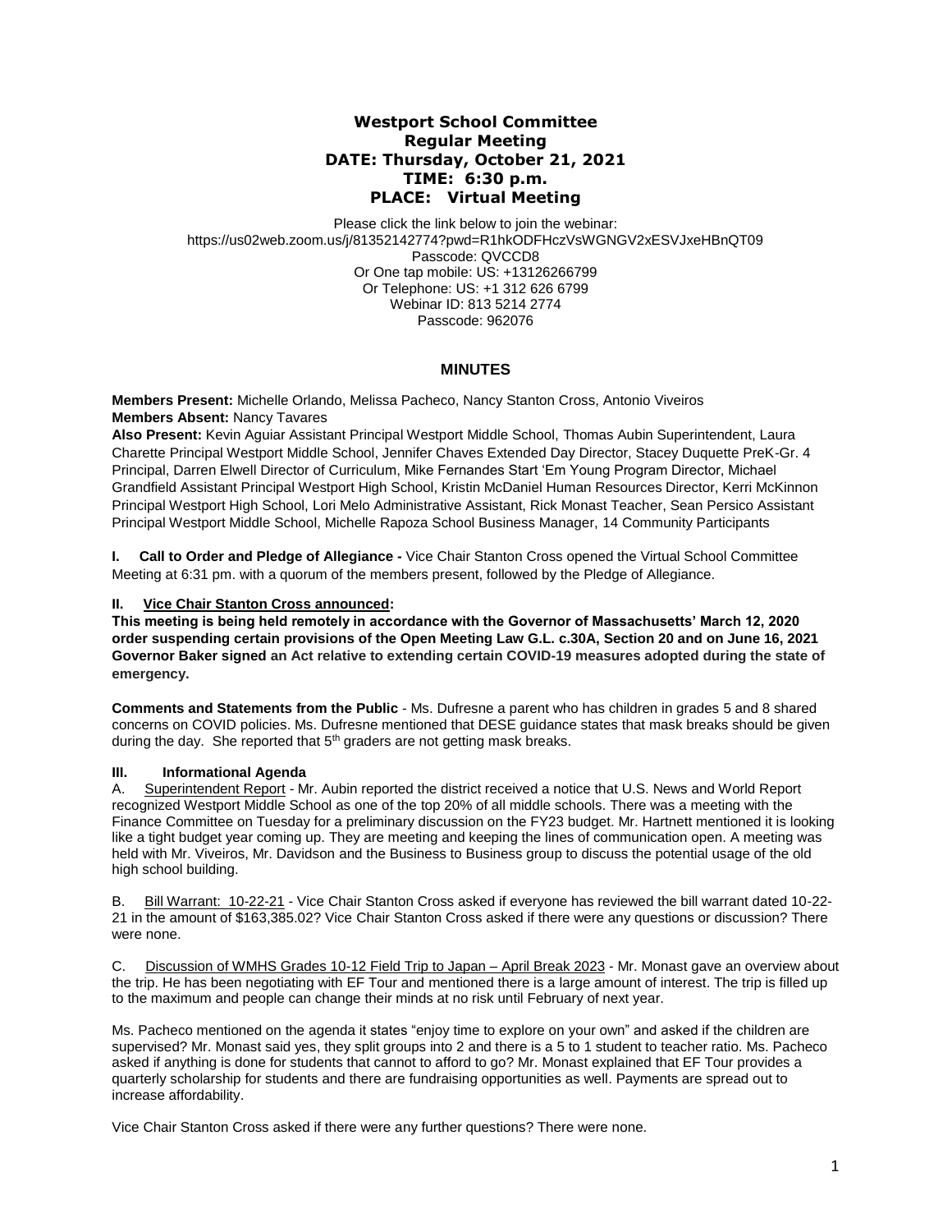# Westport School Committee
## Regular Meeting
## DATE: Thursday, October 21, 2021
## TIME: 6:30 p.m.
## PLACE: Virtual Meeting

Please click the link below to join the webinar:
https://us02web.zoom.us/j/81352142774?pwd=R1hkODFHczVsWGNGV2xESVJxeHBnQT09
Passcode: QVCCD8
Or One tap mobile: US: +13126266799
Or Telephone: US: +1 312 626 6799
Webinar ID: 813 5214 2774
Passcode: 962076

## MINUTES

**Members Present:** Michelle Orlando, Melissa Pacheco, Nancy Stanton Cross, Antonio Viveiros
**Members Absent:** Nancy Tavares
**Also Present:** Kevin Aguiar Assistant Principal Westport Middle School, Thomas Aubin Superintendent, Laura Charette Principal Westport Middle School, Jennifer Chaves Extended Day Director, Stacey Duquette PreK-Gr. 4 Principal, Darren Elwell Director of Curriculum, Mike Fernandes Start 'Em Young Program Director, Michael Grandfield Assistant Principal Westport High School, Kristin McDaniel Human Resources Director, Kerri McKinnon Principal Westport High School, Lori Melo Administrative Assistant, Rick Monast Teacher, Sean Persico Assistant Principal Westport Middle School, Michelle Rapoza School Business Manager, 14 Community Participants

**I. Call to Order and Pledge of Allegiance -** Vice Chair Stanton Cross opened the Virtual School Committee Meeting at 6:31 pm. with a quorum of the members present, followed by the Pledge of Allegiance.

**II. Vice Chair Stanton Cross announced:**

**This meeting is being held remotely in accordance with the Governor of Massachusetts' March 12, 2020 order suspending certain provisions of the Open Meeting Law G.L. c.30A, Section 20 and on June 16, 2021 Governor Baker signed an Act relative to extending certain COVID-19 measures adopted during the state of emergency.**

**Comments and Statements from the Public** - Ms. Dufresne a parent who has children in grades 5 and 8 shared concerns on COVID policies. Ms. Dufresne mentioned that DESE guidance states that mask breaks should be given during the day. She reported that 5th graders are not getting mask breaks.

**III. Informational Agenda**

A. Superintendent Report - Mr. Aubin reported the district received a notice that U.S. News and World Report recognized Westport Middle School as one of the top 20% of all middle schools. There was a meeting with the Finance Committee on Tuesday for a preliminary discussion on the FY23 budget. Mr. Hartnett mentioned it is looking like a tight budget year coming up. They are meeting and keeping the lines of communication open. A meeting was held with Mr. Viveiros, Mr. Davidson and the Business to Business group to discuss the potential usage of the old high school building.

B. Bill Warrant: 10-22-21 - Vice Chair Stanton Cross asked if everyone has reviewed the bill warrant dated 10-22-21 in the amount of $163,385.02? Vice Chair Stanton Cross asked if there were any questions or discussion? There were none.

C. Discussion of WMHS Grades 10-12 Field Trip to Japan – April Break 2023 - Mr. Monast gave an overview about the trip. He has been negotiating with EF Tour and mentioned there is a large amount of interest. The trip is filled up to the maximum and people can change their minds at no risk until February of next year.

Ms. Pacheco mentioned on the agenda it states "enjoy time to explore on your own" and asked if the children are supervised? Mr. Monast said yes, they split groups into 2 and there is a 5 to 1 student to teacher ratio. Ms. Pacheco asked if anything is done for students that cannot to afford to go? Mr. Monast explained that EF Tour provides a quarterly scholarship for students and there are fundraising opportunities as well. Payments are spread out to increase affordability.

Vice Chair Stanton Cross asked if there were any further questions? There were none.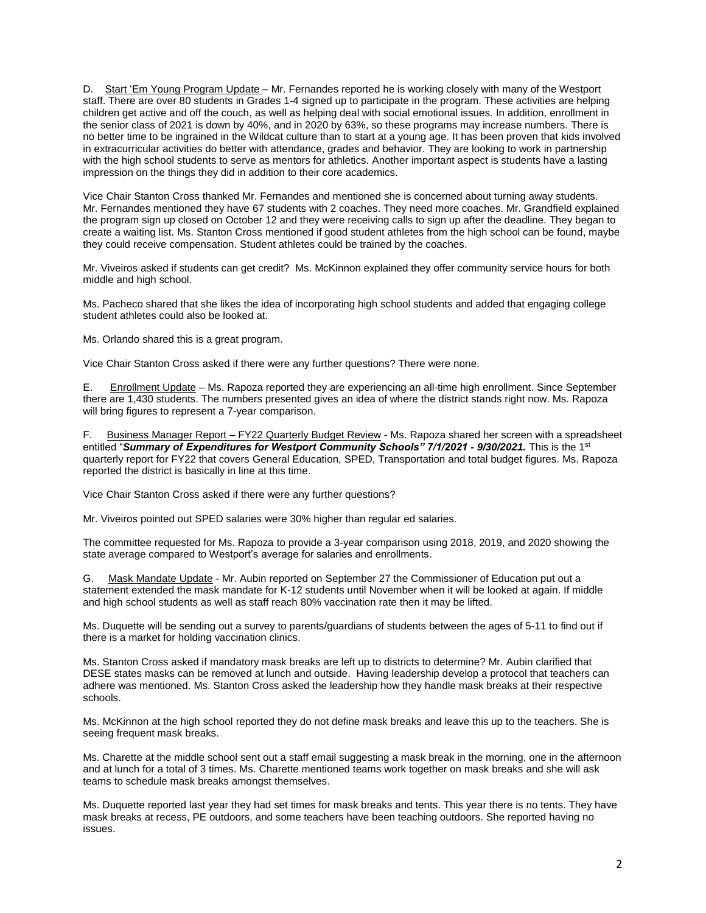D. <u>Start 'Em Young Program Update</u> – Mr. Fernandes reported he is working closely with many of the Westport staff. There are over 80 students in Grades 1-4 signed up to participate in the program. These activities are helping children get active and off the couch, as well as helping deal with social emotional issues. In addition, enrollment in the senior class of 2021 is down by 40%, and in 2020 by 63%, so these programs may increase numbers. There is no better time to be ingrained in the Wildcat culture than to start at a young age. It has been proven that kids involved in extracurricular activities do better with attendance, grades and behavior. They are looking to work in partnership with the high school students to serve as mentors for athletics. Another important aspect is students have a lasting impression on the things they did in addition to their core academics.

Vice Chair Stanton Cross thanked Mr. Fernandes and mentioned she is concerned about turning away students. Mr. Fernandes mentioned they have 67 students with 2 coaches. They need more coaches. Mr. Grandfield explained the program sign up closed on October 12 and they were receiving calls to sign up after the deadline. They began to create a waiting list. Ms. Stanton Cross mentioned if good student athletes from the high school can be found, maybe they could receive compensation. Student athletes could be trained by the coaches.

Mr. Viveiros asked if students can get credit? Ms. McKinnon explained they offer community service hours for both middle and high school.

Ms. Pacheco shared that she likes the idea of incorporating high school students and added that engaging college student athletes could also be looked at.

Ms. Orlando shared this is a great program.

Vice Chair Stanton Cross asked if there were any further questions? There were none.

E. <u>Enrollment Update</u> – Ms. Rapoza reported they are experiencing an all-time high enrollment. Since September there are 1,430 students. The numbers presented gives an idea of where the district stands right now. Ms. Rapoza will bring figures to represent a 7-year comparison.

F. <u>Business Manager Report – FY22 Quarterly Budget Review</u> - Ms. Rapoza shared her screen with a spreadsheet entitled "***Summary of Expenditures for Westport Community Schools" 7/1/2021 - 9/30/2021.*** This is the 1st quarterly report for FY22 that covers General Education, SPED, Transportation and total budget figures. Ms. Rapoza reported the district is basically in line at this time.

Vice Chair Stanton Cross asked if there were any further questions?

Mr. Viveiros pointed out SPED salaries were 30% higher than regular ed salaries.

The committee requested for Ms. Rapoza to provide a 3-year comparison using 2018, 2019, and 2020 showing the state average compared to Westport's average for salaries and enrollments.

G. <u>Mask Mandate Update</u> - Mr. Aubin reported on September 27 the Commissioner of Education put out a statement extended the mask mandate for K-12 students until November when it will be looked at again. If middle and high school students as well as staff reach 80% vaccination rate then it may be lifted.

Ms. Duquette will be sending out a survey to parents/guardians of students between the ages of 5-11 to find out if there is a market for holding vaccination clinics.

Ms. Stanton Cross asked if mandatory mask breaks are left up to districts to determine? Mr. Aubin clarified that DESE states masks can be removed at lunch and outside. Having leadership develop a protocol that teachers can adhere was mentioned. Ms. Stanton Cross asked the leadership how they handle mask breaks at their respective schools.

Ms. McKinnon at the high school reported they do not define mask breaks and leave this up to the teachers. She is seeing frequent mask breaks.

Ms. Charette at the middle school sent out a staff email suggesting a mask break in the morning, one in the afternoon and at lunch for a total of 3 times. Ms. Charette mentioned teams work together on mask breaks and she will ask teams to schedule mask breaks amongst themselves.

Ms. Duquette reported last year they had set times for mask breaks and tents. This year there is no tents. They have mask breaks at recess, PE outdoors, and some teachers have been teaching outdoors. She reported having no issues.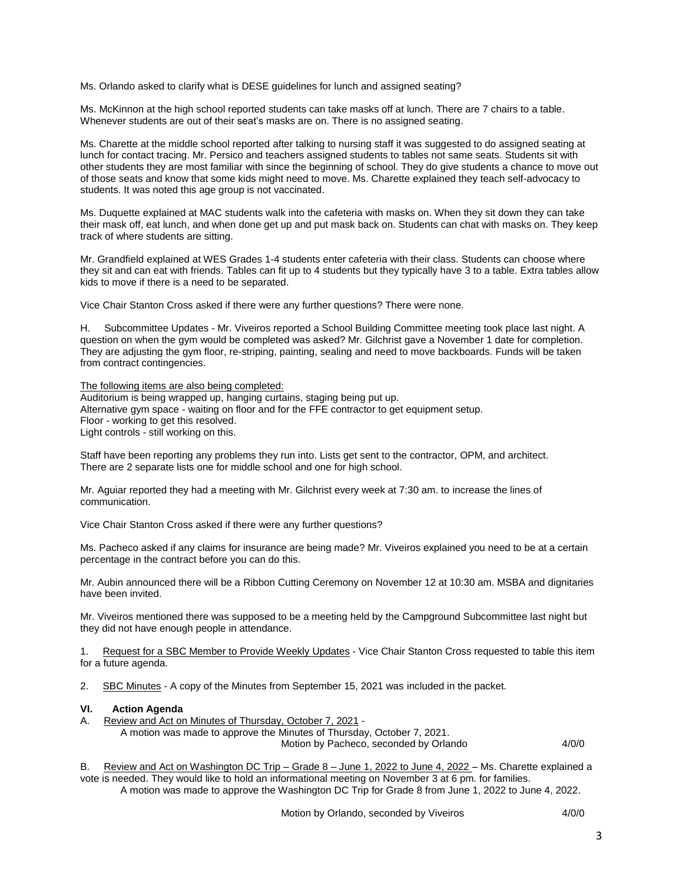Ms. Orlando asked to clarify what is DESE guidelines for lunch and assigned seating?

Ms. McKinnon at the high school reported students can take masks off at lunch. There are 7 chairs to a table. Whenever students are out of their seat's masks are on. There is no assigned seating.

Ms. Charette at the middle school reported after talking to nursing staff it was suggested to do assigned seating at lunch for contact tracing. Mr. Persico and teachers assigned students to tables not same seats. Students sit with other students they are most familiar with since the beginning of school. They do give students a chance to move out of those seats and know that some kids might need to move. Ms. Charette explained they teach self-advocacy to students. It was noted this age group is not vaccinated.

Ms. Duquette explained at MAC students walk into the cafeteria with masks on. When they sit down they can take their mask off, eat lunch, and when done get up and put mask back on. Students can chat with masks on. They keep track of where students are sitting.

Mr. Grandfield explained at WES Grades 1-4 students enter cafeteria with their class. Students can choose where they sit and can eat with friends. Tables can fit up to 4 students but they typically have 3 to a table. Extra tables allow kids to move if there is a need to be separated.

Vice Chair Stanton Cross asked if there were any further questions? There were none.

H. Subcommittee Updates - Mr. Viveiros reported a School Building Committee meeting took place last night. A question on when the gym would be completed was asked? Mr. Gilchrist gave a November 1 date for completion. They are adjusting the gym floor, re-striping, painting, sealing and need to move backboards. Funds will be taken from contract contingencies.

The following items are also being completed:
Auditorium is being wrapped up, hanging curtains, staging being put up.
Alternative gym space - waiting on floor and for the FFE contractor to get equipment setup.
Floor - working to get this resolved.
Light controls - still working on this.

Staff have been reporting any problems they run into. Lists get sent to the contractor, OPM, and architect. There are 2 separate lists one for middle school and one for high school.

Mr. Aguiar reported they had a meeting with Mr. Gilchrist every week at 7:30 am. to increase the lines of communication.

Vice Chair Stanton Cross asked if there were any further questions?

Ms. Pacheco asked if any claims for insurance are being made? Mr. Viveiros explained you need to be at a certain percentage in the contract before you can do this.

Mr. Aubin announced there will be a Ribbon Cutting Ceremony on November 12 at 10:30 am. MSBA and dignitaries have been invited.

Mr. Viveiros mentioned there was supposed to be a meeting held by the Campground Subcommittee last night but they did not have enough people in attendance.

1. Request for a SBC Member to Provide Weekly Updates - Vice Chair Stanton Cross requested to table this item for a future agenda.

2. SBC Minutes - A copy of the Minutes from September 15, 2021 was included in the packet.

**VI. Action Agenda**

A. Review and Act on Minutes of Thursday, October 7, 2021 -
A motion was made to approve the Minutes of Thursday, October 7, 2021.
Motion by Pacheco, seconded by Orlando 4/0/0

B. Review and Act on Washington DC Trip – Grade 8 – June 1, 2022 to June 4, 2022 – Ms. Charette explained a vote is needed. They would like to hold an informational meeting on November 3 at 6 pm. for families.
A motion was made to approve the Washington DC Trip for Grade 8 from June 1, 2022 to June 4, 2022.

Motion by Orlando, seconded by Viveiros 4/0/0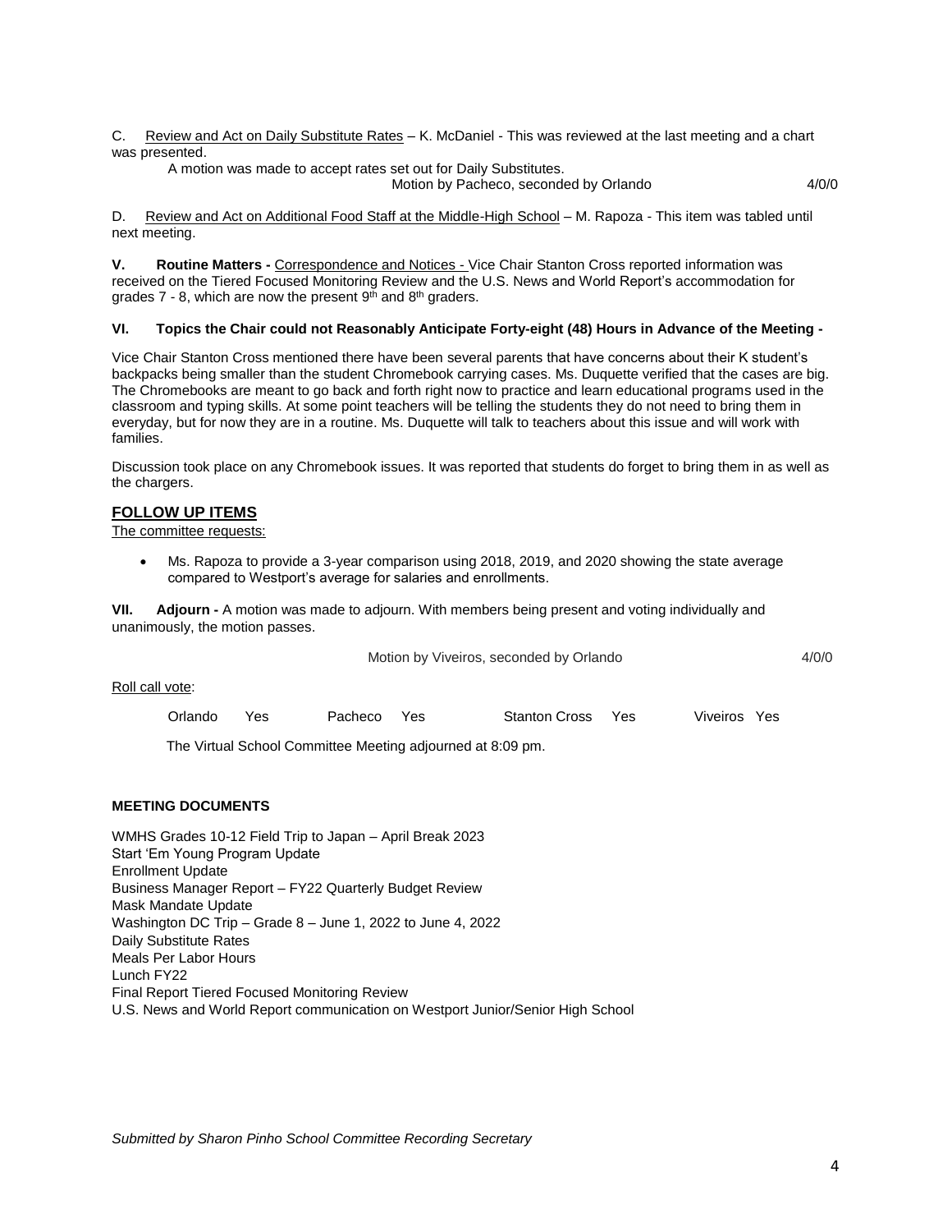C. Review and Act on Daily Substitute Rates – K. McDaniel - This was reviewed at the last meeting and a chart was presented.

A motion was made to accept rates set out for Daily Substitutes.

Motion by Pacheco, seconded by Orlando 4/0/0

D. Review and Act on Additional Food Staff at the Middle-High School – M. Rapoza - This item was tabled until next meeting.

**V. Routine Matters -** Correspondence and Notices - Vice Chair Stanton Cross reported information was received on the Tiered Focused Monitoring Review and the U.S. News and World Report's accommodation for grades 7 - 8, which are now the present 9th and 8th graders.

**VI. Topics the Chair could not Reasonably Anticipate Forty-eight (48) Hours in Advance of the Meeting -**

Vice Chair Stanton Cross mentioned there have been several parents that have concerns about their K student's backpacks being smaller than the student Chromebook carrying cases. Ms. Duquette verified that the cases are big. The Chromebooks are meant to go back and forth right now to practice and learn educational programs used in the classroom and typing skills. At some point teachers will be telling the students they do not need to bring them in everyday, but for now they are in a routine. Ms. Duquette will talk to teachers about this issue and will work with families.

Discussion took place on any Chromebook issues. It was reported that students do forget to bring them in as well as the chargers.

## FOLLOW UP ITEMS

The committee requests:

- Ms. Rapoza to provide a 3-year comparison using 2018, 2019, and 2020 showing the state average compared to Westport's average for salaries and enrollments.

**VII. Adjourn -** A motion was made to adjourn. With members being present and voting individually and unanimously, the motion passes.

Motion by Viveiros, seconded by Orlando 4/0/0

Roll call vote:

Orlando Yes Pacheco Yes Stanton Cross Yes Viveiros Yes

The Virtual School Committee Meeting adjourned at 8:09 pm.

**MEETING DOCUMENTS**

WMHS Grades 10-12 Field Trip to Japan – April Break 2023
Start 'Em Young Program Update
Enrollment Update
Business Manager Report – FY22 Quarterly Budget Review
Mask Mandate Update
Washington DC Trip – Grade 8 – June 1, 2022 to June 4, 2022
Daily Substitute Rates
Meals Per Labor Hours
Lunch FY22
Final Report Tiered Focused Monitoring Review
U.S. News and World Report communication on Westport Junior/Senior High School

*Submitted by Sharon Pinho School Committee Recording Secretary*